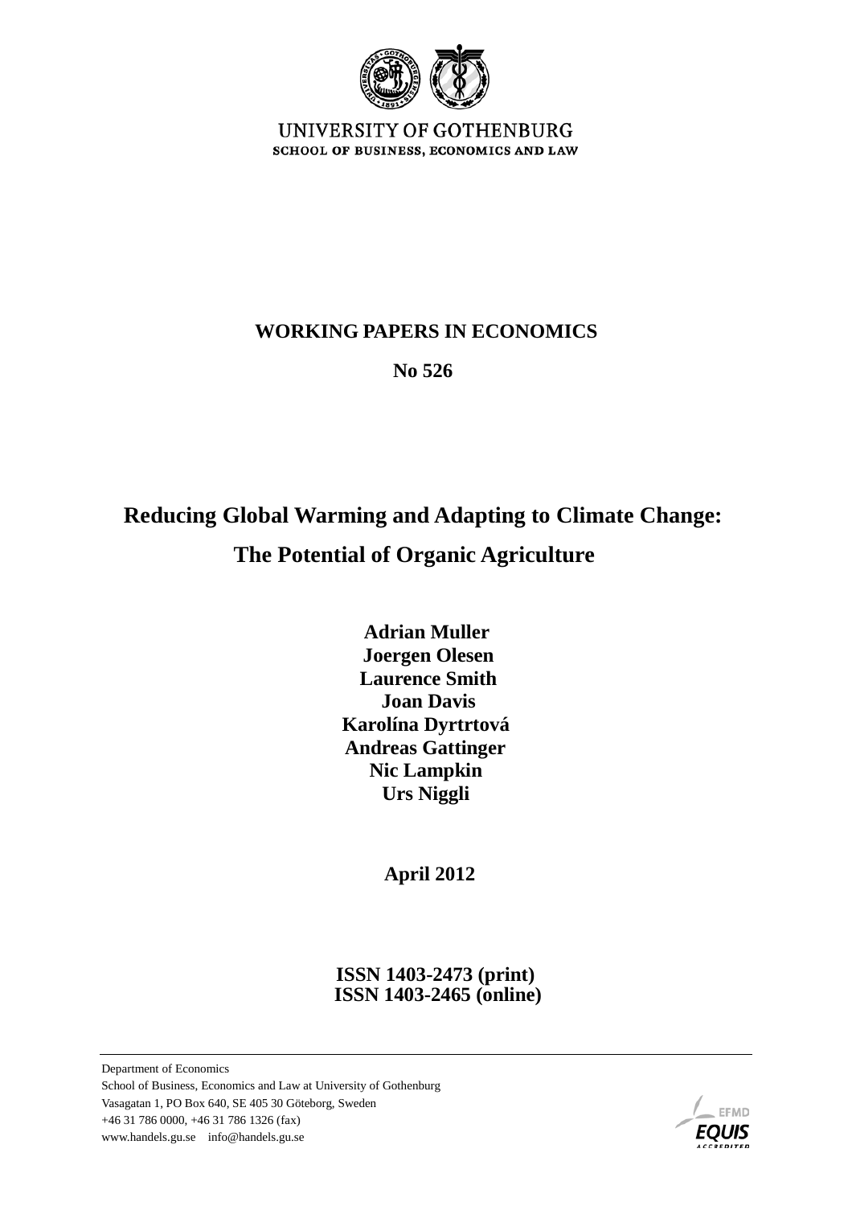UNIVERSITY OF GOTHENBURG
SCHOOL OF BUSINESS, ECONOMICS AND LAW

**WORKING PAPERS IN ECONOMICS**

**No 526**

# Reducing Global Warming and Adapting to Climate Change: The Potential of Organic Agriculture

**Adrian Muller**
**Joergen Olesen**
**Laurence Smith**
**Joan Davis**
**Karolína Dyrtrtová**
**Andreas Gattinger**
**Nic Lampkin**
**Urs Niggli**

**April 2012**

**ISSN 1403-2473 (print)**
**ISSN 1403-2465 (online)**

Department of Economics
School of Business, Economics and Law at University of Gothenburg
Vasagatan 1, PO Box 640, SE 405 30 Göteborg, Sweden
+46 31 786 0000, +46 31 786 1326 (fax)
www.handels.gu.se info@handels.gu.se

EFMD EQUIS ACCREDITED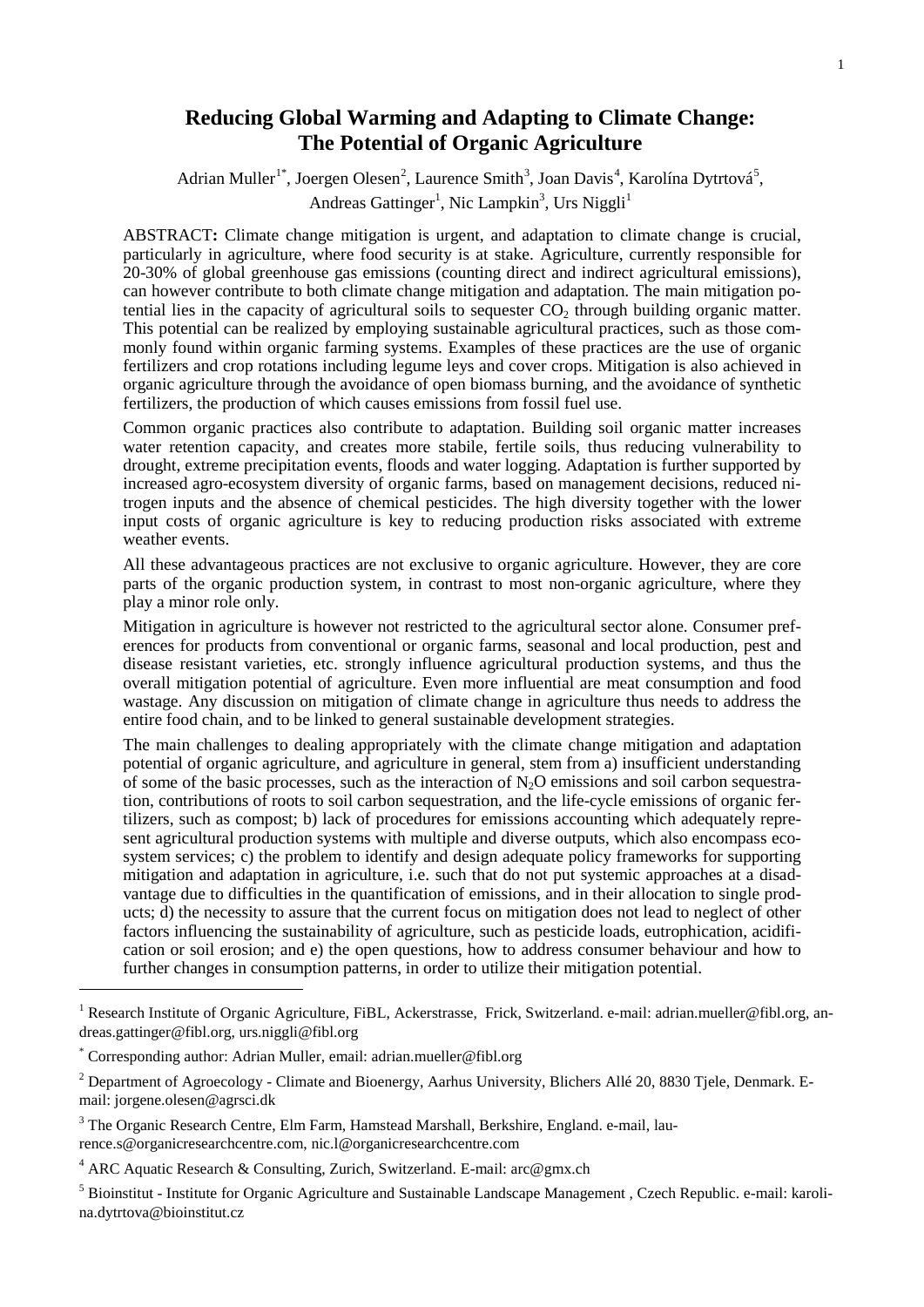# Reducing Global Warming and Adapting to Climate Change: The Potential of Organic Agriculture

Adrian Muller[1*], Joergen Olesen[2], Laurence Smith[3], Joan Davis[4], Karolína Dytrtová[5], Andreas Gattinger[1], Nic Lampkin[3], Urs Niggli[1]

ABSTRACT**:** Climate change mitigation is urgent, and adaptation to climate change is crucial, particularly in agriculture, where food security is at stake. Agriculture, currently responsible for 20-30% of global greenhouse gas emissions (counting direct and indirect agricultural emissions), can however contribute to both climate change mitigation and adaptation. The main mitigation potential lies in the capacity of agricultural soils to sequester $CO_2$ through building organic matter. This potential can be realized by employing sustainable agricultural practices, such as those commonly found within organic farming systems. Examples of these practices are the use of organic fertilizers and crop rotations including legume leys and cover crops. Mitigation is also achieved in organic agriculture through the avoidance of open biomass burning, and the avoidance of synthetic fertilizers, the production of which causes emissions from fossil fuel use.

Common organic practices also contribute to adaptation. Building soil organic matter increases water retention capacity, and creates more stabile, fertile soils, thus reducing vulnerability to drought, extreme precipitation events, floods and water logging. Adaptation is further supported by increased agro-ecosystem diversity of organic farms, based on management decisions, reduced nitrogen inputs and the absence of chemical pesticides. The high diversity together with the lower input costs of organic agriculture is key to reducing production risks associated with extreme weather events.

All these advantageous practices are not exclusive to organic agriculture. However, they are core parts of the organic production system, in contrast to most non-organic agriculture, where they play a minor role only.

Mitigation in agriculture is however not restricted to the agricultural sector alone. Consumer preferences for products from conventional or organic farms, seasonal and local production, pest and disease resistant varieties, etc. strongly influence agricultural production systems, and thus the overall mitigation potential of agriculture. Even more influential are meat consumption and food wastage. Any discussion on mitigation of climate change in agriculture thus needs to address the entire food chain, and to be linked to general sustainable development strategies.

The main challenges to dealing appropriately with the climate change mitigation and adaptation potential of organic agriculture, and agriculture in general, stem from a) insufficient understanding of some of the basic processes, such as the interaction of $N_2O$ emissions and soil carbon sequestration, contributions of roots to soil carbon sequestration, and the life-cycle emissions of organic fertilizers, such as compost; b) lack of procedures for emissions accounting which adequately represent agricultural production systems with multiple and diverse outputs, which also encompass ecosystem services; c) the problem to identify and design adequate policy frameworks for supporting mitigation and adaptation in agriculture, i.e. such that do not put systemic approaches at a disadvantage due to difficulties in the quantification of emissions, and in their allocation to single products; d) the necessity to assure that the current focus on mitigation does not lead to neglect of other factors influencing the sustainability of agriculture, such as pesticide loads, eutrophication, acidification or soil erosion; and e) the open questions, how to address consumer behaviour and how to further changes in consumption patterns, in order to utilize their mitigation potential.

---

[1] Research Institute of Organic Agriculture, FiBL, Ackerstrasse, Frick, Switzerland. e-mail: adrian.mueller@fibl.org, andreas.gattinger@fibl.org, urs.niggli@fibl.org

[*] Corresponding author: Adrian Muller, email: adrian.mueller@fibl.org

[2] Department of Agroecology - Climate and Bioenergy, Aarhus University, Blichers Allé 20, 8830 Tjele, Denmark. E-mail: jorgene.olesen@agrsci.dk

[3] The Organic Research Centre, Elm Farm, Hamstead Marshall, Berkshire, England. e-mail, laurence.s@organicresearchcentre.com, nic.l@organicresearchcentre.com

[4] ARC Aquatic Research & Consulting, Zurich, Switzerland. E-mail: arc@gmx.ch

[5] Bioinstitut - Institute for Organic Agriculture and Sustainable Landscape Management , Czech Republic. e-mail: karolina.dytrtova@bioinstitut.cz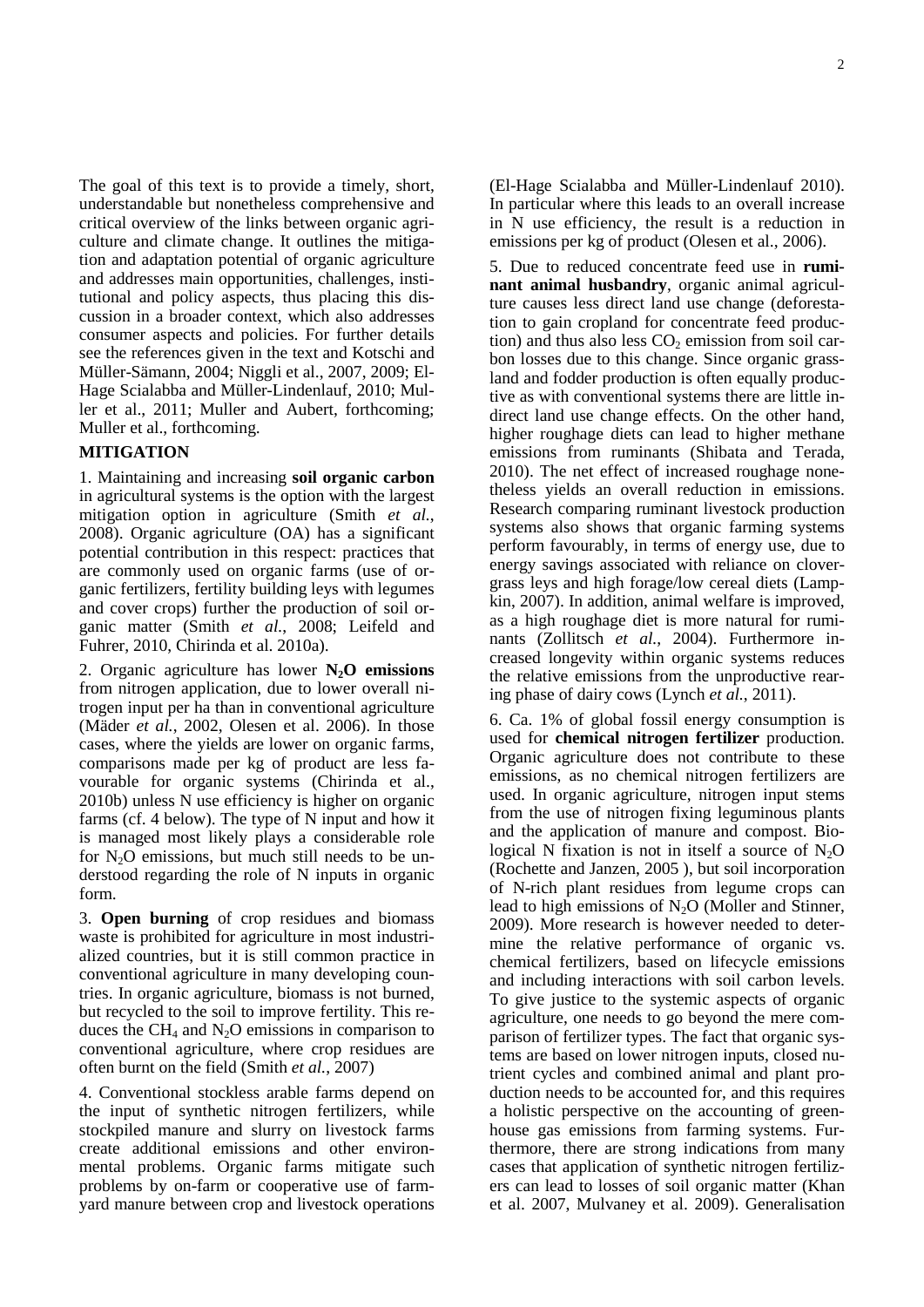The goal of this text is to provide a timely, short, understandable but nonetheless comprehensive and critical overview of the links between organic agriculture and climate change. It outlines the mitigation and adaptation potential of organic agriculture and addresses main opportunities, challenges, institutional and policy aspects, thus placing this discussion in a broader context, which also addresses consumer aspects and policies. For further details see the references given in the text and Kotschi and Müller-Sämann, 2004; Niggli et al., 2007, 2009; El-Hage Scialabba and Müller-Lindenlauf, 2010; Muller et al., 2011; Muller and Aubert, forthcoming; Muller et al., forthcoming.

## MITIGATION

1. Maintaining and increasing **soil organic carbon** in agricultural systems is the option with the largest mitigation option in agriculture (Smith *et al.*, 2008). Organic agriculture (OA) has a significant potential contribution in this respect: practices that are commonly used on organic farms (use of organic fertilizers, fertility building leys with legumes and cover crops) further the production of soil organic matter (Smith *et al.*, 2008; Leifeld and Fuhrer, 2010, Chirinda et al. 2010a).

2. Organic agriculture has lower **$N_2O$ emissions** from nitrogen application, due to lower overall nitrogen input per ha than in conventional agriculture (Mäder *et al.*, 2002, Olesen et al. 2006). In those cases, where the yields are lower on organic farms, comparisons made per kg of product are less favourable for organic systems (Chirinda et al., 2010b) unless N use efficiency is higher on organic farms (cf. 4 below). The type of N input and how it is managed most likely plays a considerable role for $N_2O$ emissions, but much still needs to be understood regarding the role of N inputs in organic form.

3. **Open burning** of crop residues and biomass waste is prohibited for agriculture in most industrialized countries, but it is still common practice in conventional agriculture in many developing countries. In organic agriculture, biomass is not burned, but recycled to the soil to improve fertility. This reduces the $CH_4$ and $N_2O$ emissions in comparison to conventional agriculture, where crop residues are often burnt on the field (Smith *et al.*, 2007)

4. Conventional stockless arable farms depend on the input of synthetic nitrogen fertilizers, while stockpiled manure and slurry on livestock farms create additional emissions and other environmental problems. Organic farms mitigate such problems by on-farm or cooperative use of farmyard manure between crop and livestock operations (El-Hage Scialabba and Müller-Lindenlauf 2010). In particular where this leads to an overall increase in N use efficiency, the result is a reduction in emissions per kg of product (Olesen et al., 2006).

5. Due to reduced concentrate feed use in **ruminant animal husbandry**, organic animal agriculture causes less direct land use change (deforestation to gain cropland for concentrate feed production) and thus also less $CO_2$ emission from soil carbon losses due to this change. Since organic grassland and fodder production is often equally productive as with conventional systems there are little indirect land use change effects. On the other hand, higher roughage diets can lead to higher methane emissions from ruminants (Shibata and Terada, 2010). The net effect of increased roughage nonetheless yields an overall reduction in emissions. Research comparing ruminant livestock production systems also shows that organic farming systems perform favourably, in terms of energy use, due to energy savings associated with reliance on clover-grass leys and high forage/low cereal diets (Lampkin, 2007). In addition, animal welfare is improved, as a high roughage diet is more natural for ruminants (Zollitsch *et al.*, 2004). Furthermore increased longevity within organic systems reduces the relative emissions from the unproductive rearing phase of dairy cows (Lynch *et al.*, 2011).

6. Ca. 1% of global fossil energy consumption is used for **chemical nitrogen fertilizer** production. Organic agriculture does not contribute to these emissions, as no chemical nitrogen fertilizers are used. In organic agriculture, nitrogen input stems from the use of nitrogen fixing leguminous plants and the application of manure and compost. Biological N fixation is not in itself a source of $N_2O$ (Rochette and Janzen, 2005 ), but soil incorporation of N-rich plant residues from legume crops can lead to high emissions of $N_2O$ (Moller and Stinner, 2009). More research is however needed to determine the relative performance of organic vs. chemical fertilizers, based on lifecycle emissions and including interactions with soil carbon levels. To give justice to the systemic aspects of organic agriculture, one needs to go beyond the mere comparison of fertilizer types. The fact that organic systems are based on lower nitrogen inputs, closed nutrient cycles and combined animal and plant production needs to be accounted for, and this requires a holistic perspective on the accounting of greenhouse gas emissions from farming systems. Furthermore, there are strong indications from many cases that application of synthetic nitrogen fertilizers can lead to losses of soil organic matter (Khan et al. 2007, Mulvaney et al. 2009). Generalisation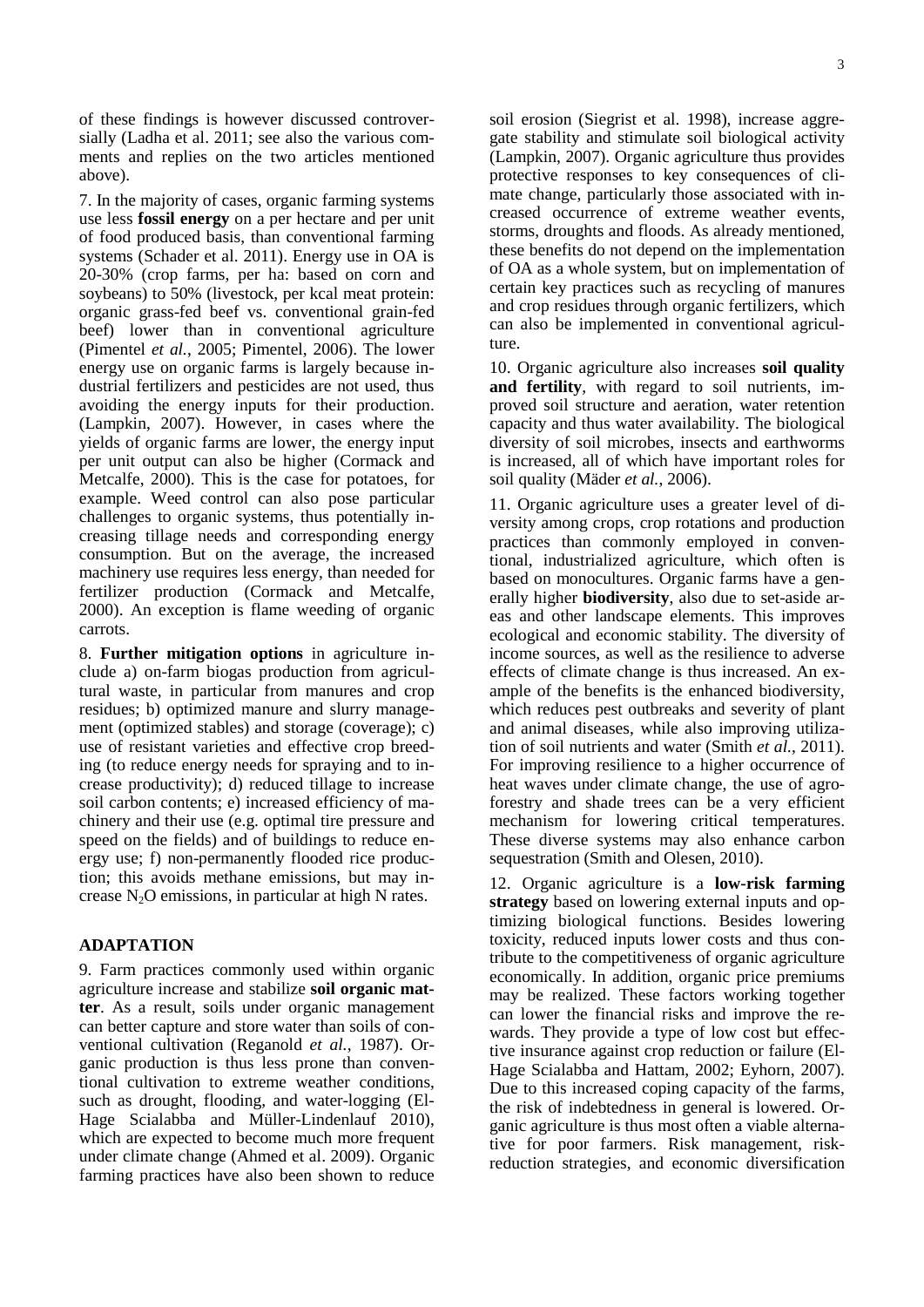of these findings is however discussed controversially (Ladha et al. 2011; see also the various comments and replies on the two articles mentioned above).

7. In the majority of cases, organic farming systems use less **fossil energy** on a per hectare and per unit of food produced basis, than conventional farming systems (Schader et al. 2011). Energy use in OA is 20-30% (crop farms, per ha: based on corn and soybeans) to 50% (livestock, per kcal meat protein: organic grass-fed beef vs. conventional grain-fed beef) lower than in conventional agriculture (Pimentel *et al.*, 2005; Pimentel, 2006). The lower energy use on organic farms is largely because industrial fertilizers and pesticides are not used, thus avoiding the energy inputs for their production. (Lampkin, 2007). However, in cases where the yields of organic farms are lower, the energy input per unit output can also be higher (Cormack and Metcalfe, 2000). This is the case for potatoes, for example. Weed control can also pose particular challenges to organic systems, thus potentially increasing tillage needs and corresponding energy consumption. But on the average, the increased machinery use requires less energy, than needed for fertilizer production (Cormack and Metcalfe, 2000). An exception is flame weeding of organic carrots.

8. **Further mitigation options** in agriculture include a) on-farm biogas production from agricultural waste, in particular from manures and crop residues; b) optimized manure and slurry management (optimized stables) and storage (coverage); c) use of resistant varieties and effective crop breeding (to reduce energy needs for spraying and to increase productivity); d) reduced tillage to increase soil carbon contents; e) increased efficiency of machinery and their use (e.g. optimal tire pressure and speed on the fields) and of buildings to reduce energy use; f) non-permanently flooded rice production; this avoids methane emissions, but may increase $N_2O$ emissions, in particular at high N rates.

## ADAPTATION

9. Farm practices commonly used within organic agriculture increase and stabilize **soil organic matter**. As a result, soils under organic management can better capture and store water than soils of conventional cultivation (Reganold *et al.*, 1987). Organic production is thus less prone than conventional cultivation to extreme weather conditions, such as drought, flooding, and water-logging (El-Hage Scialabba and Müller-Lindenlauf 2010), which are expected to become much more frequent under climate change (Ahmed et al. 2009). Organic farming practices have also been shown to reduce soil erosion (Siegrist et al. 1998), increase aggregate stability and stimulate soil biological activity (Lampkin, 2007). Organic agriculture thus provides protective responses to key consequences of climate change, particularly those associated with increased occurrence of extreme weather events, storms, droughts and floods. As already mentioned, these benefits do not depend on the implementation of OA as a whole system, but on implementation of certain key practices such as recycling of manures and crop residues through organic fertilizers, which can also be implemented in conventional agriculture.

10. Organic agriculture also increases **soil quality and fertility**, with regard to soil nutrients, improved soil structure and aeration, water retention capacity and thus water availability. The biological diversity of soil microbes, insects and earthworms is increased, all of which have important roles for soil quality (Mäder *et al.*, 2006).

11. Organic agriculture uses a greater level of diversity among crops, crop rotations and production practices than commonly employed in conventional, industrialized agriculture, which often is based on monocultures. Organic farms have a generally higher **biodiversity**, also due to set-aside areas and other landscape elements. This improves ecological and economic stability. The diversity of income sources, as well as the resilience to adverse effects of climate change is thus increased. An example of the benefits is the enhanced biodiversity, which reduces pest outbreaks and severity of plant and animal diseases, while also improving utilization of soil nutrients and water (Smith *et al.*, 2011). For improving resilience to a higher occurrence of heat waves under climate change, the use of agroforestry and shade trees can be a very efficient mechanism for lowering critical temperatures. These diverse systems may also enhance carbon sequestration (Smith and Olesen, 2010).

12. Organic agriculture is a **low-risk farming strategy** based on lowering external inputs and optimizing biological functions. Besides lowering toxicity, reduced inputs lower costs and thus contribute to the competitiveness of organic agriculture economically. In addition, organic price premiums may be realized. These factors working together can lower the financial risks and improve the rewards. They provide a type of low cost but effective insurance against crop reduction or failure (El-Hage Scialabba and Hattam, 2002; Eyhorn, 2007). Due to this increased coping capacity of the farms, the risk of indebtedness in general is lowered. Organic agriculture is thus most often a viable alternative for poor farmers. Risk management, risk-reduction strategies, and economic diversification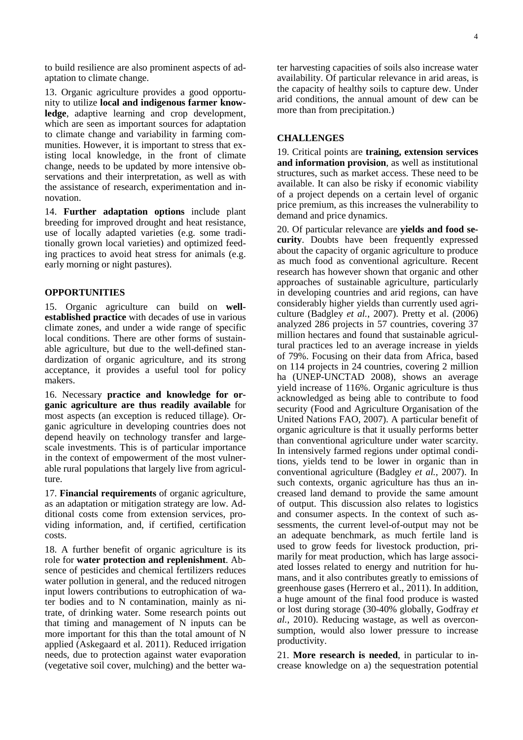to build resilience are also prominent aspects of adaptation to climate change.

13. Organic agriculture provides a good opportunity to utilize **local and indigenous farmer knowledge**, adaptive learning and crop development, which are seen as important sources for adaptation to climate change and variability in farming communities. However, it is important to stress that existing local knowledge, in the front of climate change, needs to be updated by more intensive observations and their interpretation, as well as with the assistance of research, experimentation and innovation.

14. **Further adaptation options** include plant breeding for improved drought and heat resistance, use of locally adapted varieties (e.g. some traditionally grown local varieties) and optimized feeding practices to avoid heat stress for animals (e.g. early morning or night pastures).

## OPPORTUNITIES

15. Organic agriculture can build on **well-established practice** with decades of use in various climate zones, and under a wide range of specific local conditions. There are other forms of sustainable agriculture, but due to the well-defined standardization of organic agriculture, and its strong acceptance, it provides a useful tool for policy makers.

16. Necessary **practice and knowledge for organic agriculture are thus readily available** for most aspects (an exception is reduced tillage). Organic agriculture in developing countries does not depend heavily on technology transfer and large-scale investments. This is of particular importance in the context of empowerment of the most vulnerable rural populations that largely live from agriculture.

17. **Financial requirements** of organic agriculture, as an adaptation or mitigation strategy are low. Additional costs come from extension services, providing information, and, if certified, certification costs.

18. A further benefit of organic agriculture is its role for **water protection and replenishment**. Absence of pesticides and chemical fertilizers reduces water pollution in general, and the reduced nitrogen input lowers contributions to eutrophication of water bodies and to N contamination, mainly as nitrate, of drinking water. Some research points out that timing and management of N inputs can be more important for this than the total amount of N applied (Askegaard et al. 2011). Reduced irrigation needs, due to protection against water evaporation (vegetative soil cover, mulching) and the better water harvesting capacities of soils also increase water availability. Of particular relevance in arid areas, is the capacity of healthy soils to capture dew. Under arid conditions, the annual amount of dew can be more than from precipitation.)

## CHALLENGES

19. Critical points are **training, extension services and information provision**, as well as institutional structures, such as market access. These need to be available. It can also be risky if economic viability of a project depends on a certain level of organic price premium, as this increases the vulnerability to demand and price dynamics.

20. Of particular relevance are **yields and food security**. Doubts have been frequently expressed about the capacity of organic agriculture to produce as much food as conventional agriculture. Recent research has however shown that organic and other approaches of sustainable agriculture, particularly in developing countries and arid regions, can have considerably higher yields than currently used agriculture (Badgley *et al.*, 2007). Pretty et al. (2006) analyzed 286 projects in 57 countries, covering 37 million hectares and found that sustainable agricultural practices led to an average increase in yields of 79%. Focusing on their data from Africa, based on 114 projects in 24 countries, covering 2 million ha (UNEP-UNCTAD 2008), shows an average yield increase of 116%. Organic agriculture is thus acknowledged as being able to contribute to food security (Food and Agriculture Organisation of the United Nations FAO, 2007). A particular benefit of organic agriculture is that it usually performs better than conventional agriculture under water scarcity. In intensively farmed regions under optimal conditions, yields tend to be lower in organic than in conventional agriculture (Badgley *et al.*, 2007). In such contexts, organic agriculture has thus an increased land demand to provide the same amount of output. This discussion also relates to logistics and consumer aspects. In the context of such assessments, the current level-of-output may not be an adequate benchmark, as much fertile land is used to grow feeds for livestock production, primarily for meat production, which has large associated losses related to energy and nutrition for humans, and it also contributes greatly to emissions of greenhouse gases (Herrero et al., 2011). In addition, a huge amount of the final food produce is wasted or lost during storage (30-40% globally, Godfray *et al.*, 2010). Reducing wastage, as well as overconsumption, would also lower pressure to increase productivity.

21. **More research is needed**, in particular to increase knowledge on a) the sequestration potential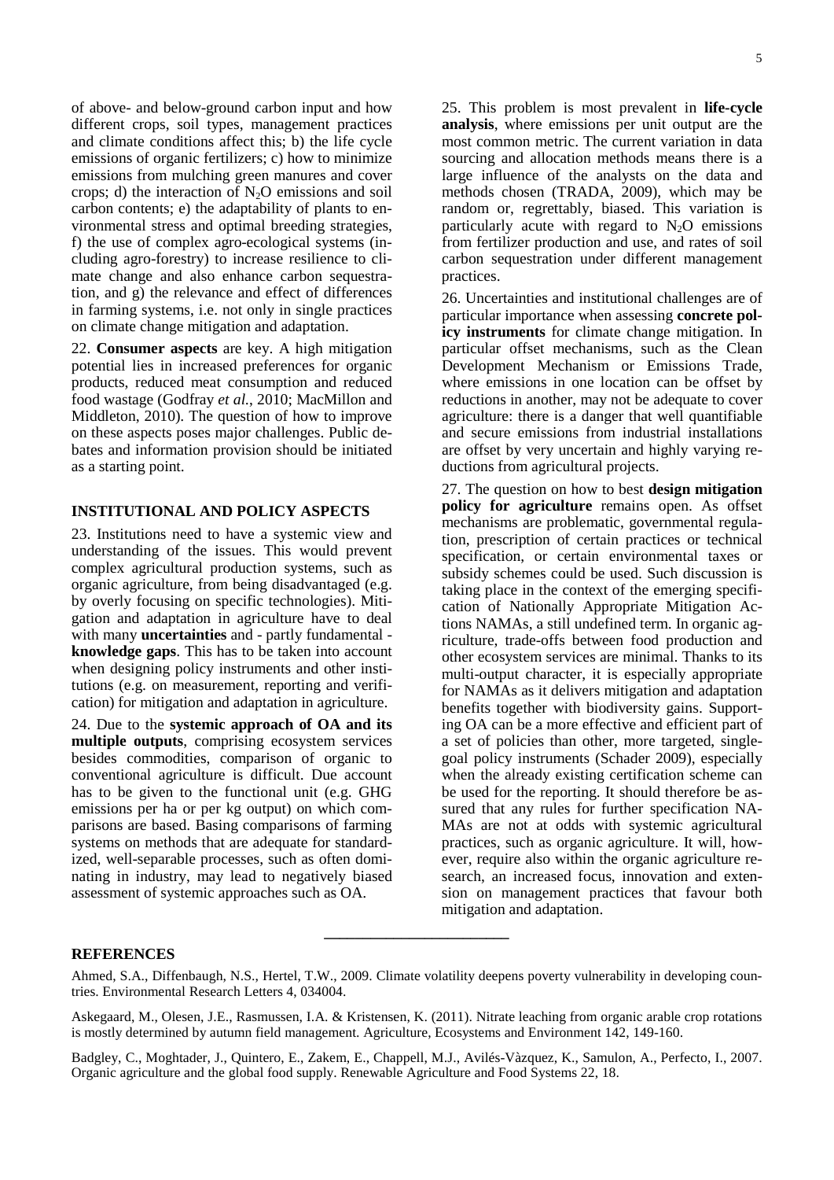of above- and below-ground carbon input and how different crops, soil types, management practices and climate conditions affect this; b) the life cycle emissions of organic fertilizers; c) how to minimize emissions from mulching green manures and cover crops; d) the interaction of $N_2O$ emissions and soil carbon contents; e) the adaptability of plants to environmental stress and optimal breeding strategies, f) the use of complex agro-ecological systems (including agro-forestry) to increase resilience to climate change and also enhance carbon sequestration, and g) the relevance and effect of differences in farming systems, i.e. not only in single practices on climate change mitigation and adaptation.

22. **Consumer aspects** are key. A high mitigation potential lies in increased preferences for organic products, reduced meat consumption and reduced food wastage (Godfray *et al.*, 2010; MacMillon and Middleton, 2010). The question of how to improve on these aspects poses major challenges. Public debates and information provision should be initiated as a starting point.

## INSTITUTIONAL AND POLICY ASPECTS

23. Institutions need to have a systemic view and understanding of the issues. This would prevent complex agricultural production systems, such as organic agriculture, from being disadvantaged (e.g. by overly focusing on specific technologies). Mitigation and adaptation in agriculture have to deal with many **uncertainties** and - partly fundamental - **knowledge gaps**. This has to be taken into account when designing policy instruments and other institutions (e.g. on measurement, reporting and verification) for mitigation and adaptation in agriculture.

24. Due to the **systemic approach of OA and its multiple outputs**, comprising ecosystem services besides commodities, comparison of organic to conventional agriculture is difficult. Due account has to be given to the functional unit (e.g. GHG emissions per ha or per kg output) on which comparisons are based. Basing comparisons of farming systems on methods that are adequate for standardized, well-separable processes, such as often dominating in industry, may lead to negatively biased assessment of systemic approaches such as OA.

25. This problem is most prevalent in **life-cycle analysis**, where emissions per unit output are the most common metric. The current variation in data sourcing and allocation methods means there is a large influence of the analysts on the data and methods chosen (TRADA, 2009), which may be random or, regrettably, biased. This variation is particularly acute with regard to $N_2O$ emissions from fertilizer production and use, and rates of soil carbon sequestration under different management practices.

26. Uncertainties and institutional challenges are of particular importance when assessing **concrete policy instruments** for climate change mitigation. In particular offset mechanisms, such as the Clean Development Mechanism or Emissions Trade, where emissions in one location can be offset by reductions in another, may not be adequate to cover agriculture: there is a danger that well quantifiable and secure emissions from industrial installations are offset by very uncertain and highly varying reductions from agricultural projects.

27. The question on how to best **design mitigation policy for agriculture** remains open. As offset mechanisms are problematic, governmental regulation, prescription of certain practices or technical specification, or certain environmental taxes or subsidy schemes could be used. Such discussion is taking place in the context of the emerging specification of Nationally Appropriate Mitigation Actions NAMAs, a still undefined term. In organic agriculture, trade-offs between food production and other ecosystem services are minimal. Thanks to its multi-output character, it is especially appropriate for NAMAs as it delivers mitigation and adaptation benefits together with biodiversity gains. Supporting OA can be a more effective and efficient part of a set of policies than other, more targeted, single-goal policy instruments (Schader 2009), especially when the already existing certification scheme can be used for the reporting. It should therefore be assured that any rules for further specification NAMAs are not at odds with systemic agricultural practices, such as organic agriculture. It will, however, require also within the organic agriculture research, an increased focus, innovation and extension on management practices that favour both mitigation and adaptation.

---

## REFERENCES

Ahmed, S.A., Diffenbaugh, N.S., Hertel, T.W., 2009. Climate volatility deepens poverty vulnerability in developing countries. Environmental Research Letters 4, 034004.

Askegaard, M., Olesen, J.E., Rasmussen, I.A. & Kristensen, K. (2011). Nitrate leaching from organic arable crop rotations is mostly determined by autumn field management. Agriculture, Ecosystems and Environment 142, 149-160.

Badgley, C., Moghtader, J., Quintero, E., Zakem, E., Chappell, M.J., Avilés-Vàzquez, K., Samulon, A., Perfecto, I., 2007. Organic agriculture and the global food supply. Renewable Agriculture and Food Systems 22, 18.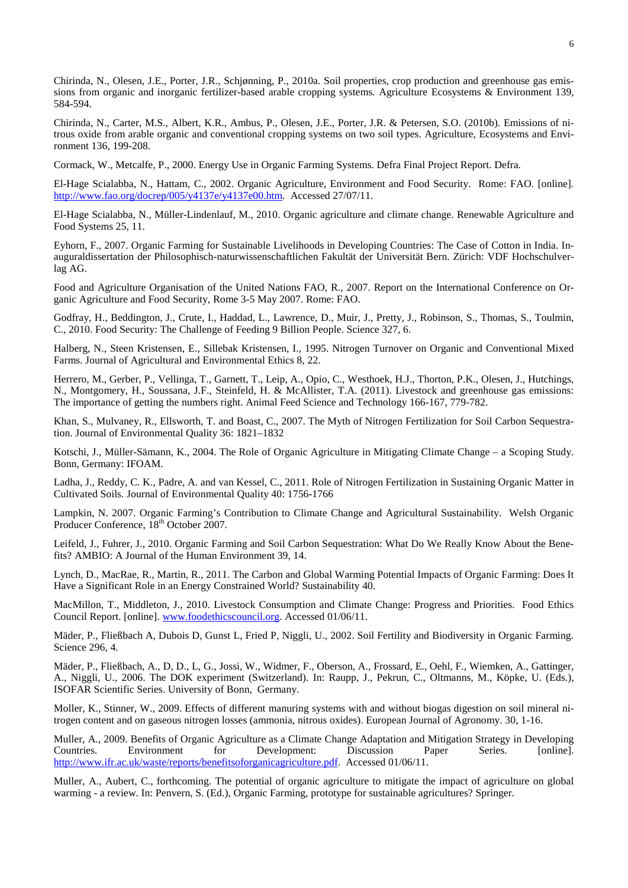Chirinda, N., Olesen, J.E., Porter, J.R., Schjønning, P., 2010a. Soil properties, crop production and greenhouse gas emissions from organic and inorganic fertilizer-based arable cropping systems. Agriculture Ecosystems & Environment 139, 584-594.

Chirinda, N., Carter, M.S., Albert, K.R., Ambus, P., Olesen, J.E., Porter, J.R. & Petersen, S.O. (2010b). Emissions of nitrous oxide from arable organic and conventional cropping systems on two soil types. Agriculture, Ecosystems and Environment 136, 199-208.

Cormack, W., Metcalfe, P., 2000. Energy Use in Organic Farming Systems. Defra Final Project Report. Defra.

El-Hage Scialabba, N., Hattam, C., 2002. Organic Agriculture, Environment and Food Security. Rome: FAO. [online]. http://www.fao.org/docrep/005/y4137e/y4137e00.htm. Accessed 27/07/11.

El-Hage Scialabba, N., Müller-Lindenlauf, M., 2010. Organic agriculture and climate change. Renewable Agriculture and Food Systems 25, 11.

Eyhorn, F., 2007. Organic Farming for Sustainable Livelihoods in Developing Countries: The Case of Cotton in India. Inauguraldissertation der Philosophisch-naturwissenschaftlichen Fakultät der Universität Bern. Zürich: VDF Hochschulverlag AG.

Food and Agriculture Organisation of the United Nations FAO, R., 2007. Report on the International Conference on Organic Agriculture and Food Security, Rome 3-5 May 2007. Rome: FAO.

Godfray, H., Beddington, J., Crute, I., Haddad, L., Lawrence, D., Muir, J., Pretty, J., Robinson, S., Thomas, S., Toulmin, C., 2010. Food Security: The Challenge of Feeding 9 Billion People. Science 327, 6.

Halberg, N., Steen Kristensen, E., Sillebak Kristensen, I., 1995. Nitrogen Turnover on Organic and Conventional Mixed Farms. Journal of Agricultural and Environmental Ethics 8, 22.

Herrero, M., Gerber, P., Vellinga, T., Garnett, T., Leip, A., Opio, C., Westhoek, H.J., Thorton, P.K., Olesen, J., Hutchings, N., Montgomery, H., Soussana, J.F., Steinfeld, H. & McAllister, T.A. (2011). Livestock and greenhouse gas emissions: The importance of getting the numbers right. Animal Feed Science and Technology 166-167, 779-782.

Khan, S., Mulvaney, R., Ellsworth, T. and Boast, C., 2007. The Myth of Nitrogen Fertilization for Soil Carbon Sequestration. Journal of Environmental Quality 36: 1821–1832

Kotschi, J., Müller-Sämann, K., 2004. The Role of Organic Agriculture in Mitigating Climate Change – a Scoping Study. Bonn, Germany: IFOAM.

Ladha, J., Reddy, C. K., Padre, A. and van Kessel, C., 2011. Role of Nitrogen Fertilization in Sustaining Organic Matter in Cultivated Soils. Journal of Environmental Quality 40: 1756-1766

Lampkin, N. 2007. Organic Farming's Contribution to Climate Change and Agricultural Sustainability. Welsh Organic Producer Conference, 18th October 2007.

Leifeld, J., Fuhrer, J., 2010. Organic Farming and Soil Carbon Sequestration: What Do We Really Know About the Benefits? AMBIO: A Journal of the Human Environment 39, 14.

Lynch, D., MacRae, R., Martin, R., 2011. The Carbon and Global Warming Potential Impacts of Organic Farming: Does It Have a Significant Role in an Energy Constrained World? Sustainability 40.

MacMillon, T., Middleton, J., 2010. Livestock Consumption and Climate Change: Progress and Priorities. Food Ethics Council Report. [online]. www.foodethicscouncil.org. Accessed 01/06/11.

Mäder, P., Fließbach A, Dubois D, Gunst L, Fried P, Niggli, U., 2002. Soil Fertility and Biodiversity in Organic Farming. Science 296, 4.

Mäder, P., Fließbach, A., D, D., L, G., Jossi, W., Widmer, F., Oberson, A., Frossard, E., Oehl, F., Wiemken, A., Gattinger, A., Niggli, U., 2006. The DOK experiment (Switzerland). In: Raupp, J., Pekrun, C., Oltmanns, M., Köpke, U. (Eds.), ISOFAR Scientific Series. University of Bonn, Germany.

Moller, K., Stinner, W., 2009. Effects of different manuring systems with and without biogas digestion on soil mineral nitrogen content and on gaseous nitrogen losses (ammonia, nitrous oxides). European Journal of Agronomy. 30, 1-16.

Muller, A., 2009. Benefits of Organic Agriculture as a Climate Change Adaptation and Mitigation Strategy in Developing Countries. Environment for Development: Discussion Paper Series. [online]. http://www.ifr.ac.uk/waste/reports/benefitsoforganicagriculture.pdf. Accessed 01/06/11.

Muller, A., Aubert, C., forthcoming. The potential of organic agriculture to mitigate the impact of agriculture on global warming - a review. In: Penvern, S. (Ed.), Organic Farming, prototype for sustainable agricultures? Springer.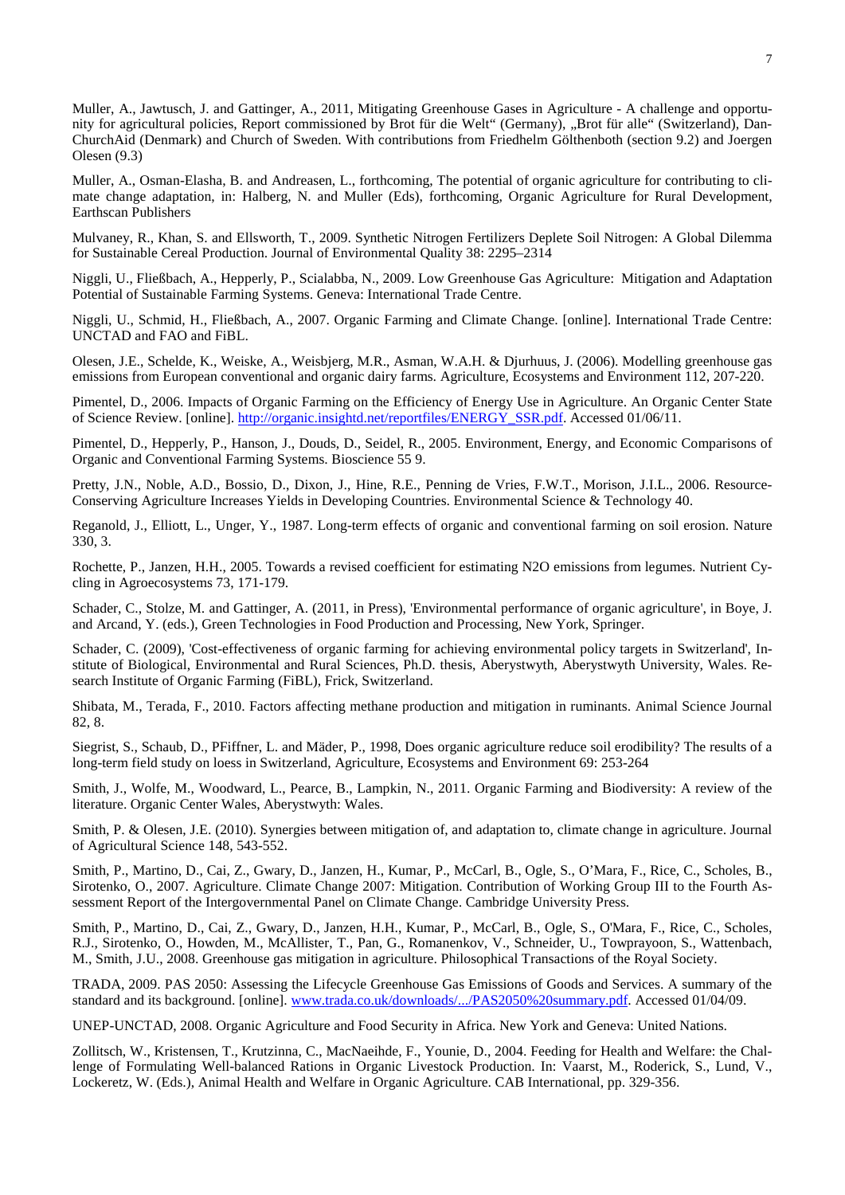Muller, A., Jawtusch, J. and Gattinger, A., 2011, Mitigating Greenhouse Gases in Agriculture - A challenge and opportunity for agricultural policies, Report commissioned by Brot für die Welt" (Germany), „Brot für alle" (Switzerland), DanChurchAid (Denmark) and Church of Sweden. With contributions from Friedhelm Gölthenboth (section 9.2) and Joergen Olesen (9.3)

Muller, A., Osman-Elasha, B. and Andreasen, L., forthcoming, The potential of organic agriculture for contributing to climate change adaptation, in: Halberg, N. and Muller (Eds), forthcoming, Organic Agriculture for Rural Development, Earthscan Publishers

Mulvaney, R., Khan, S. and Ellsworth, T., 2009. Synthetic Nitrogen Fertilizers Deplete Soil Nitrogen: A Global Dilemma for Sustainable Cereal Production. Journal of Environmental Quality 38: 2295–2314

Niggli, U., Fließbach, A., Hepperly, P., Scialabba, N., 2009. Low Greenhouse Gas Agriculture: Mitigation and Adaptation Potential of Sustainable Farming Systems. Geneva: International Trade Centre.

Niggli, U., Schmid, H., Fließbach, A., 2007. Organic Farming and Climate Change. [online]. International Trade Centre: UNCTAD and FAO and FiBL.

Olesen, J.E., Schelde, K., Weiske, A., Weisbjerg, M.R., Asman, W.A.H. & Djurhuus, J. (2006). Modelling greenhouse gas emissions from European conventional and organic dairy farms. Agriculture, Ecosystems and Environment 112, 207-220.

Pimentel, D., 2006. Impacts of Organic Farming on the Efficiency of Energy Use in Agriculture. An Organic Center State of Science Review. [online]. http://organic.insightd.net/reportfiles/ENERGY_SSR.pdf. Accessed 01/06/11.

Pimentel, D., Hepperly, P., Hanson, J., Douds, D., Seidel, R., 2005. Environment, Energy, and Economic Comparisons of Organic and Conventional Farming Systems. Bioscience 55 9.

Pretty, J.N., Noble, A.D., Bossio, D., Dixon, J., Hine, R.E., Penning de Vries, F.W.T., Morison, J.I.L., 2006. Resource-Conserving Agriculture Increases Yields in Developing Countries. Environmental Science & Technology 40.

Reganold, J., Elliott, L., Unger, Y., 1987. Long-term effects of organic and conventional farming on soil erosion. Nature 330, 3.

Rochette, P., Janzen, H.H., 2005. Towards a revised coefficient for estimating N2O emissions from legumes. Nutrient Cycling in Agroecosystems 73, 171-179.

Schader, C., Stolze, M. and Gattinger, A. (2011, in Press), 'Environmental performance of organic agriculture', in Boye, J. and Arcand, Y. (eds.), Green Technologies in Food Production and Processing, New York, Springer.

Schader, C. (2009), 'Cost-effectiveness of organic farming for achieving environmental policy targets in Switzerland', Institute of Biological, Environmental and Rural Sciences, Ph.D. thesis, Aberystwyth, Aberystwyth University, Wales. Research Institute of Organic Farming (FiBL), Frick, Switzerland.

Shibata, M., Terada, F., 2010. Factors affecting methane production and mitigation in ruminants. Animal Science Journal 82, 8.

Siegrist, S., Schaub, D., PFiffner, L. and Mäder, P., 1998, Does organic agriculture reduce soil erodibility? The results of a long-term field study on loess in Switzerland, Agriculture, Ecosystems and Environment 69: 253-264

Smith, J., Wolfe, M., Woodward, L., Pearce, B., Lampkin, N., 2011. Organic Farming and Biodiversity: A review of the literature. Organic Center Wales, Aberystwyth: Wales.

Smith, P. & Olesen, J.E. (2010). Synergies between mitigation of, and adaptation to, climate change in agriculture. Journal of Agricultural Science 148, 543-552.

Smith, P., Martino, D., Cai, Z., Gwary, D., Janzen, H., Kumar, P., McCarl, B., Ogle, S., O'Mara, F., Rice, C., Scholes, B., Sirotenko, O., 2007. Agriculture. Climate Change 2007: Mitigation. Contribution of Working Group III to the Fourth Assessment Report of the Intergovernmental Panel on Climate Change. Cambridge University Press.

Smith, P., Martino, D., Cai, Z., Gwary, D., Janzen, H.H., Kumar, P., McCarl, B., Ogle, S., O'Mara, F., Rice, C., Scholes, R.J., Sirotenko, O., Howden, M., McAllister, T., Pan, G., Romanenkov, V., Schneider, U., Towprayoon, S., Wattenbach, M., Smith, J.U., 2008. Greenhouse gas mitigation in agriculture. Philosophical Transactions of the Royal Society.

TRADA, 2009. PAS 2050: Assessing the Lifecycle Greenhouse Gas Emissions of Goods and Services. A summary of the standard and its background. [online]. www.trada.co.uk/downloads/.../PAS2050%20summary.pdf. Accessed 01/04/09.

UNEP-UNCTAD, 2008. Organic Agriculture and Food Security in Africa. New York and Geneva: United Nations.

Zollitsch, W., Kristensen, T., Krutzinna, C., MacNaeihde, F., Younie, D., 2004. Feeding for Health and Welfare: the Challenge of Formulating Well-balanced Rations in Organic Livestock Production. In: Vaarst, M., Roderick, S., Lund, V., Lockeretz, W. (Eds.), Animal Health and Welfare in Organic Agriculture. CAB International, pp. 329-356.